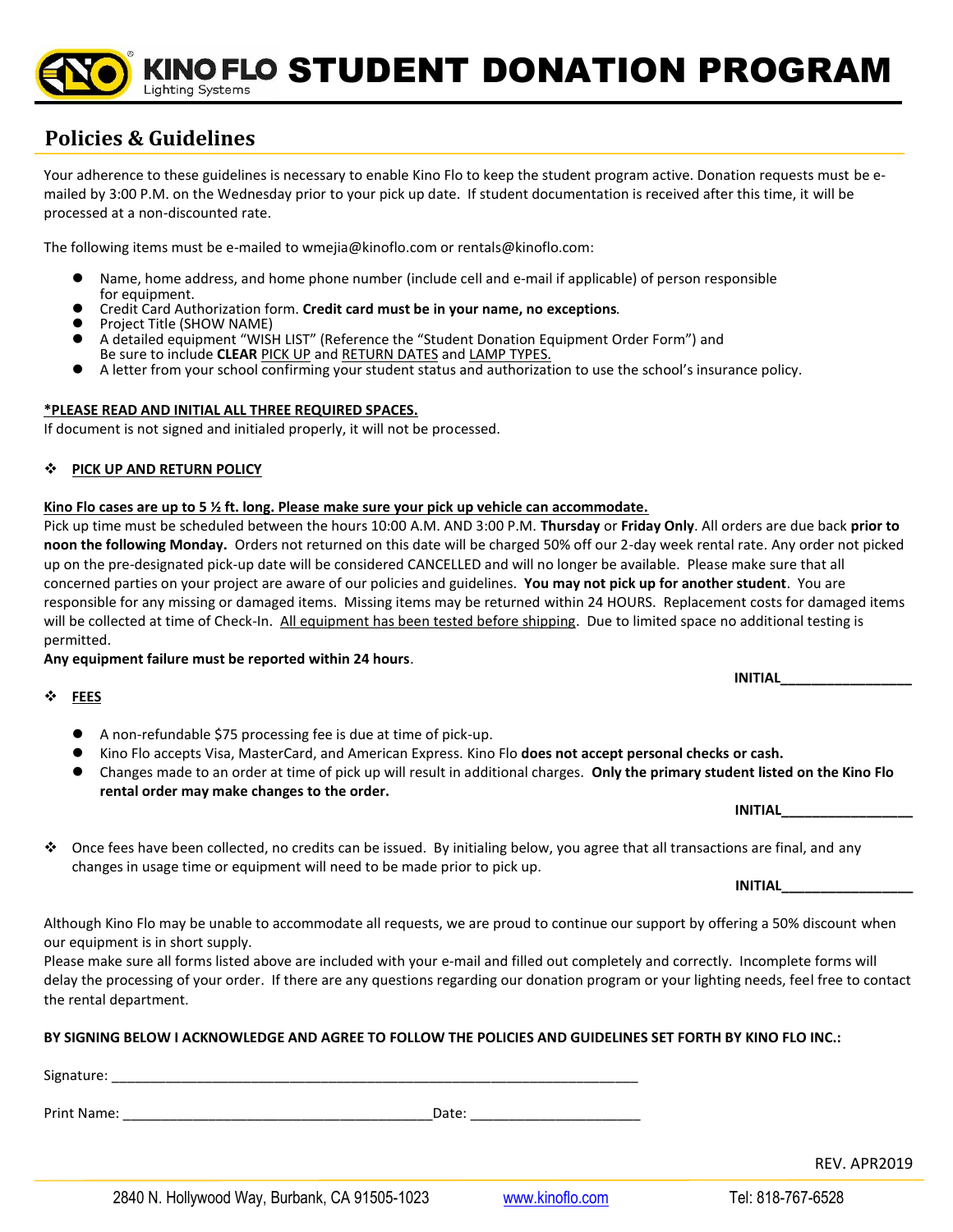# KINO FLO STUDENT DONATION PROGRAM

Kino Flo Lighting Systems

## Policies & Guidelines

Your adherence to these guidelines is necessary to enable Kino Flo to keep the student program active. Donation requests must be e-mailed by 3:00 P.M. on the Wednesday prior to your pick up date. If student documentation is received after this time, it will be processed at a non-discounted rate.

The following items must be e-mailed to wmejia@kinoflo.com or rentals@kinoflo.com:

- Name, home address, and home phone number (include cell and e-mail if applicable) of person responsible for equipment.
- Credit Card Authorization form. **Credit card must be in your name, no exceptions**.
- Project Title (SHOW NAME)
- A detailed equipment "WISH LIST" (Reference the "Student Donation Equipment Order Form") and Be sure to include **CLEAR** PICK UP and RETURN DATES and LAMP TYPES.
- A letter from your school confirming your student status and authorization to use the school's insurance policy.

**\*PLEASE READ AND INITIAL ALL THREE REQUIRED SPACES.**

If document is not signed and initialed properly, it will not be processed.

❖ **PICK UP AND RETURN POLICY**

**Kino Flo cases are up to 5 ½ ft. long. Please make sure your pick up vehicle can accommodate.**

Pick up time must be scheduled between the hours 10:00 A.M. AND 3:00 P.M. **Thursday** or **Friday Only**. All orders are due back **prior to noon the following Monday.** Orders not returned on this date will be charged 50% off our 2-day week rental rate. Any order not picked up on the pre-designated pick-up date will be considered CANCELLED and will no longer be available. Please make sure that all concerned parties on your project are aware of our policies and guidelines. **You may not pick up for another student**. You are responsible for any missing or damaged items. Missing items may be returned within 24 HOURS. Replacement costs for damaged items will be collected at time of Check-In. All equipment has been tested before shipping. Due to limited space no additional testing is permitted.

**Any equipment failure must be reported within 24 hours**.

**INITIAL_________________**

❖ **FEES**

- A non-refundable $75 processing fee is due at time of pick-up.
- Kino Flo accepts Visa, MasterCard, and American Express. Kino Flo **does not accept personal checks or cash.**
- Changes made to an order at time of pick up will result in additional charges. **Only the primary student listed on the Kino Flo rental order may make changes to the order.**

**INITIAL_________________**

❖ Once fees have been collected, no credits can be issued. By initialing below, you agree that all transactions are final, and any changes in usage time or equipment will need to be made prior to pick up.

**INITIAL_________________**

Although Kino Flo may be unable to accommodate all requests, we are proud to continue our support by offering a 50% discount when our equipment is in short supply.

Please make sure all forms listed above are included with your e-mail and filled out completely and correctly. Incomplete forms will delay the processing of your order. If there are any questions regarding our donation program or your lighting needs, feel free to contact the rental department.

**BY SIGNING BELOW I ACKNOWLEDGE AND AGREE TO FOLLOW THE POLICIES AND GUIDELINES SET FORTH BY KINO FLO INC.:**

Signature: ________________________________________________________________________

Print Name: _________________________________________Date: _______________________

REV. APR2019

2840 N. Hollywood Way, Burbank, CA 91505-1023 www.kinoflo.com Tel: 818-767-6528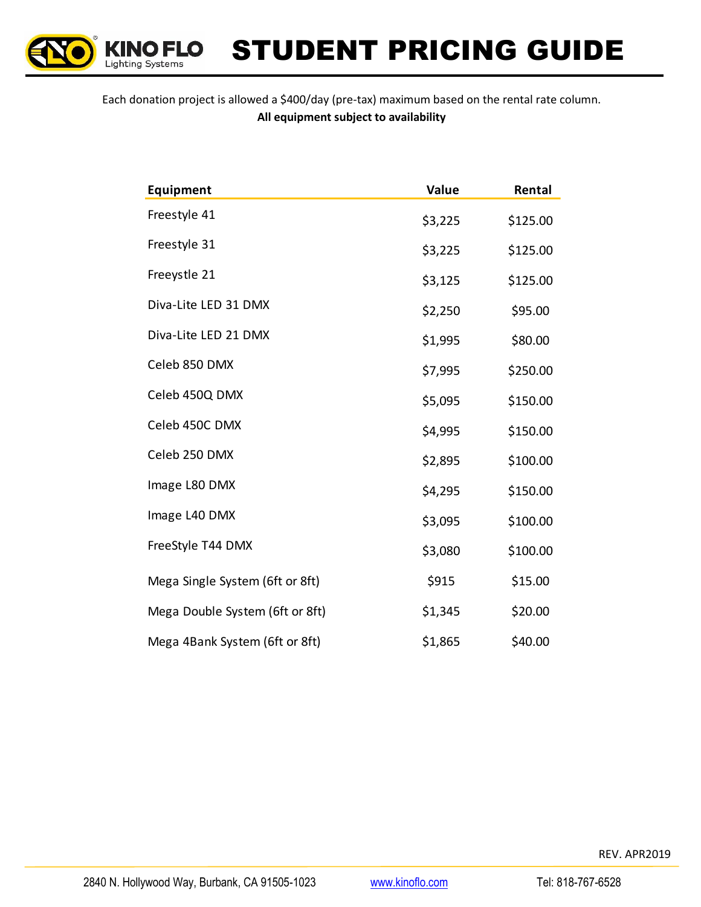# KINO FLO Lighting Systems — STUDENT PRICING GUIDE

Each donation project is allowed a $400/day (pre-tax) maximum based on the rental rate column.

**All equipment subject to availability**

| Equipment | Value | Rental |
|---|---|---|
| Freestyle 41 | $3,225 | $125.00 |
| Freestyle 31 | $3,225 | $125.00 |
| Freeystle 21 | $3,125 | $125.00 |
| Diva-Lite LED 31 DMX | $2,250 | $95.00 |
| Diva-Lite LED 21 DMX | $1,995 | $80.00 |
| Celeb 850 DMX | $7,995 | $250.00 |
| Celeb 450Q DMX | $5,095 | $150.00 |
| Celeb 450C DMX | $4,995 | $150.00 |
| Celeb 250 DMX | $2,895 | $100.00 |
| Image L80 DMX | $4,295 | $150.00 |
| Image L40 DMX | $3,095 | $100.00 |
| FreeStyle T44 DMX | $3,080 | $100.00 |
| Mega Single System (6ft or 8ft) | $915 | $15.00 |
| Mega Double System (6ft or 8ft) | $1,345 | $20.00 |
| Mega 4Bank System (6ft or 8ft) | $1,865 | $40.00 |

REV. APR2019

2840 N. Hollywood Way, Burbank, CA 91505-1023 www.kinoflo.com Tel: 818-767-6528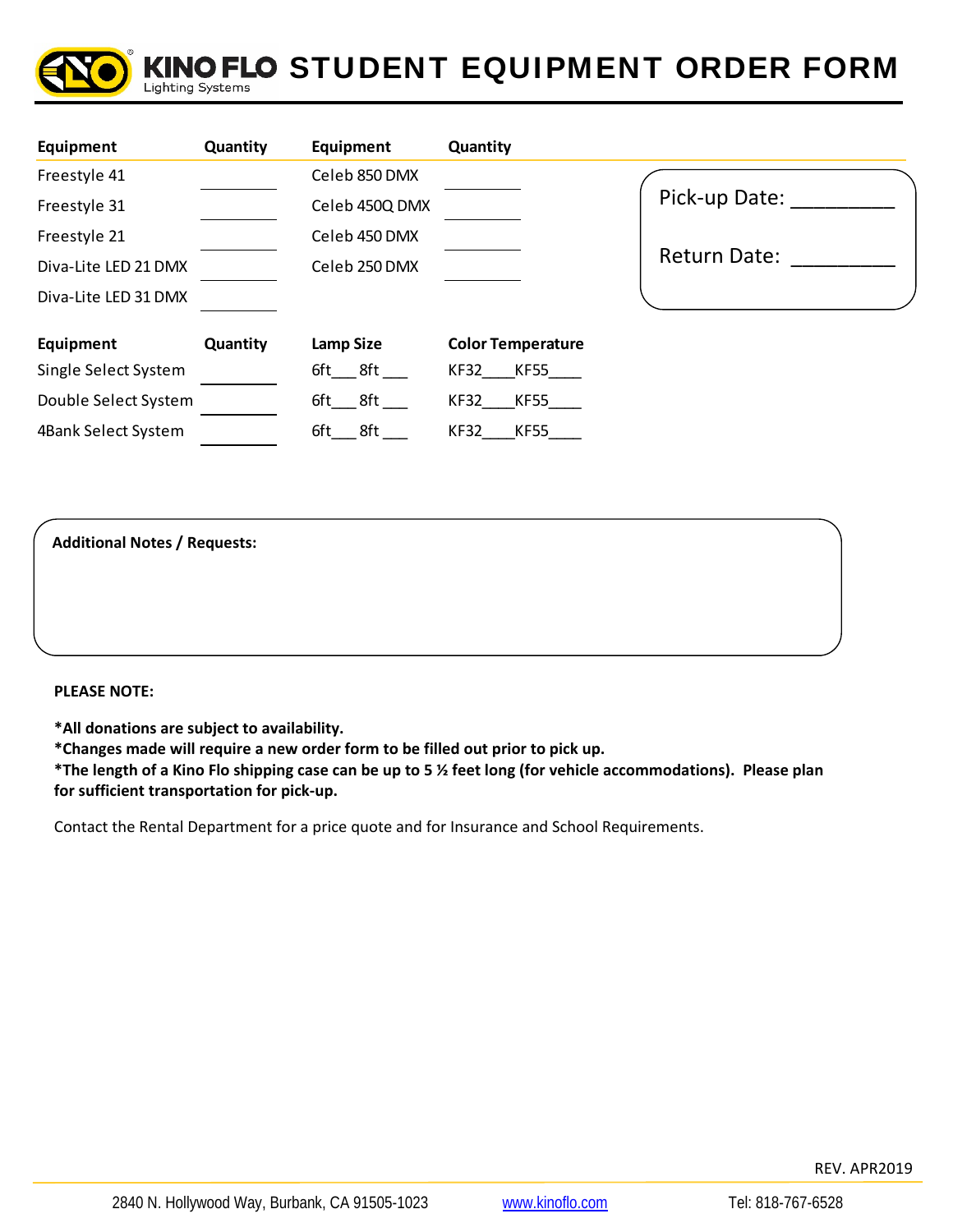# KINO FLO STUDENT EQUIPMENT ORDER FORM

| Equipment | Quantity | Equipment | Quantity |
|---|---|---|---|
| Freestyle 41 | ________ | Celeb 850 DMX | ________ |
| Freestyle 31 | ________ | Celeb 450Q DMX | ________ |
| Freestyle 21 | ________ | Celeb 450 DMX | ________ |
| Diva-Lite LED 21 DMX | ________ | Celeb 250 DMX | ________ |
| Diva-Lite LED 31 DMX | ________ | | |

Pick-up Date: _________

Return Date: _________

| Equipment | Quantity | Lamp Size | Color Temperature |
|---|---|---|---|
| Single Select System | ________ | 6ft___ 8ft ___ | KF32____KF55____ |
| Double Select System | ________ | 6ft___ 8ft ___ | KF32____KF55____ |
| 4Bank Select System | ________ | 6ft___ 8ft ___ | KF32____KF55____ |

**Additional Notes / Requests:**

**PLEASE NOTE:**

**\*All donations are subject to availability.**
**\*Changes made will require a new order form to be filled out prior to pick up.**
**\*The length of a Kino Flo shipping case can be up to 5 ½ feet long (for vehicle accommodations). Please plan for sufficient transportation for pick-up.**

Contact the Rental Department for a price quote and for Insurance and School Requirements.

REV. APR2019

2840 N. Hollywood Way, Burbank, CA 91505-1023 www.kinoflo.com Tel: 818-767-6528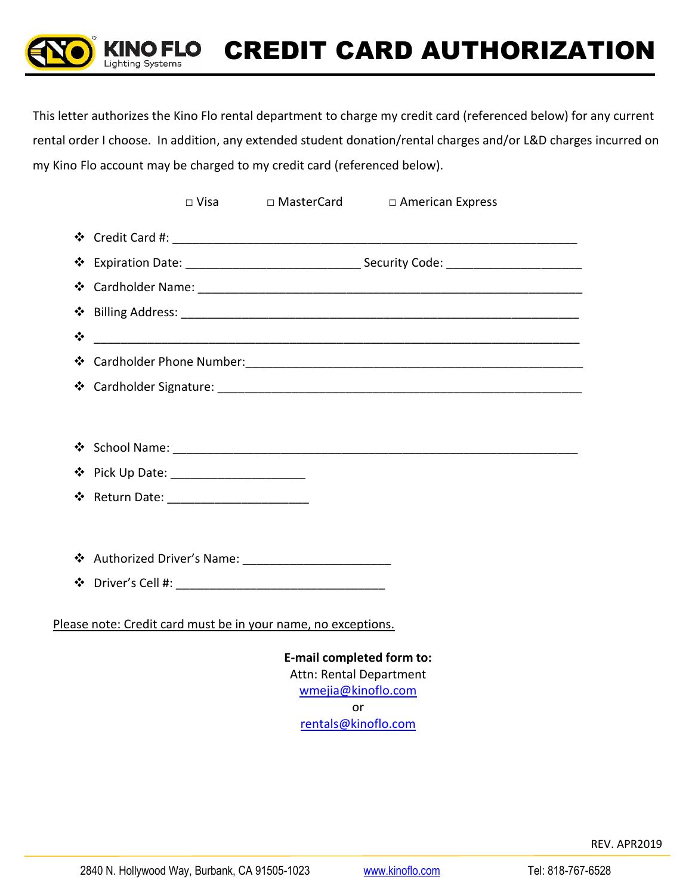# KINO FLO Lighting Systems — CREDIT CARD AUTHORIZATION

This letter authorizes the Kino Flo rental department to charge my credit card (referenced below) for any current rental order I choose. In addition, any extended student donation/rental charges and/or L&D charges incurred on my Kino Flo account may be charged to my credit card (referenced below).

□ Visa □ MasterCard □ American Express

- Credit Card #: ________________________________________________________________
- Expiration Date: ___________________________ Security Code: _____________________
- Cardholder Name: ____________________________________________________________
- Billing Address: ______________________________________________________________
- ______________________________________________________________________________
- Cardholder Phone Number:_____________________________________________________
- Cardholder Signature: _________________________________________________________

- School Name: _________________________________________________________________
- Pick Up Date: _____________________
- Return Date: ______________________

- Authorized Driver's Name: ______________________
- Driver's Cell #: ________________________________

Please note: Credit card must be in your name, no exceptions.

**E-mail completed form to:**
Attn: Rental Department
wmejia@kinoflo.com
or
rentals@kinoflo.com

REV. APR2019

2840 N. Hollywood Way, Burbank, CA 91505-1023 www.kinoflo.com Tel: 818-767-6528